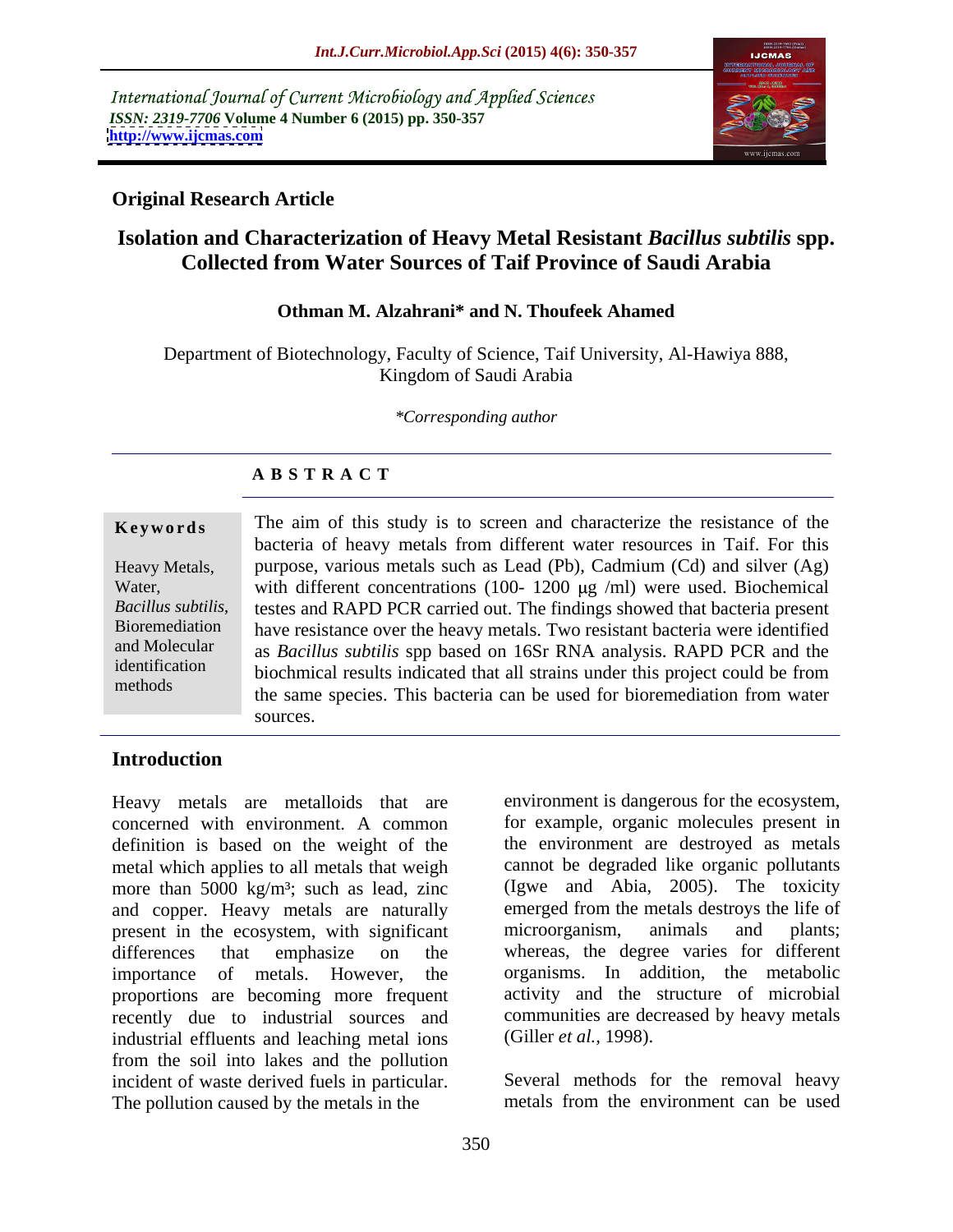International Journal of Current Microbiology and Applied Sciences
*ISSN: 2319-7706* **Volume 4 Number 6 (2015) pp. 350-357**
**http://www.ijcmas.com**

**Original Research Article**

# Isolation and Characterization of Heavy Metal Resistant *Bacillus subtilis* spp. Collected from Water Sources of Taif Province of Saudi Arabia

**Othman M. Alzahrani\* and N. Thoufeek Ahamed**

Department of Biotechnology, Faculty of Science, Taif University, Al-Hawiya 888, Kingdom of Saudi Arabia

*\*Corresponding author*

## A B S T R A C T

**Keywords**

Heavy Metals, Water, *Bacillus subtilis*, Bioremediation and Molecular identification methods

The aim of this study is to screen and characterize the resistance of the bacteria of heavy metals from different water resources in Taif. For this purpose, various metals such as Lead (Pb), Cadmium (Cd) and silver (Ag) with different concentrations (100- 1200 μg /ml) were used. Biochemical testes and RAPD PCR carried out. The findings showed that bacteria present have resistance over the heavy metals. Two resistant bacteria were identified as *Bacillus subtilis* spp based on 16Sr RNA analysis. RAPD PCR and the biochmical results indicated that all strains under this project could be from the same species. This bacteria can be used for bioremediation from water sources.

## Introduction

Heavy metals are metalloids that are concerned with environment. A common definition is based on the weight of the metal which applies to all metals that weigh more than 5000 kg/m³; such as lead, zinc and copper. Heavy metals are naturally present in the ecosystem, with significant differences that emphasize on the importance of metals. However, the proportions are becoming more frequent recently due to industrial sources and industrial effluents and leaching metal ions from the soil into lakes and the pollution incident of waste derived fuels in particular. The pollution caused by the metals in the environment is dangerous for the ecosystem, for example, organic molecules present in the environment are destroyed as metals cannot be degraded like organic pollutants (Igwe and Abia, 2005). The toxicity emerged from the metals destroys the life of microorganism, animals and plants; whereas, the degree varies for different organisms. In addition, the metabolic activity and the structure of microbial communities are decreased by heavy metals (Giller *et al.,* 1998).

Several methods for the removal heavy metals from the environment can be used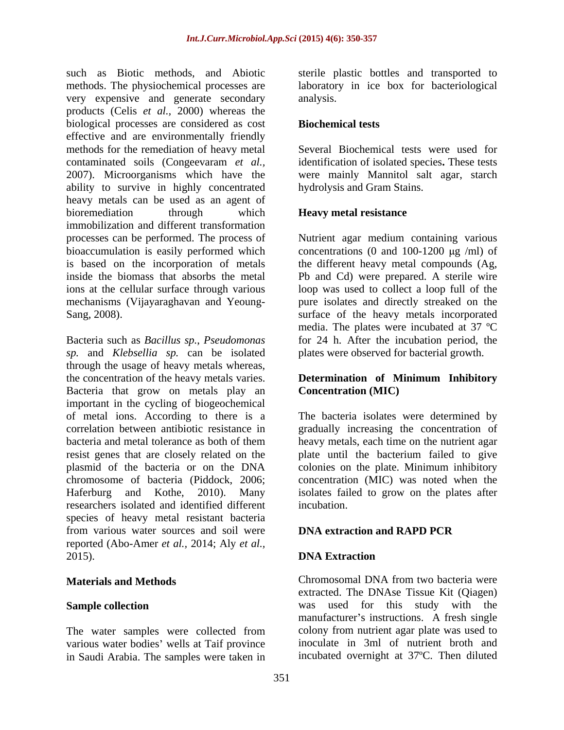such as Biotic methods, and Abiotic methods. The physiochemical processes are very expensive and generate secondary products (Celis *et al.,* 2000) whereas the biological processes are considered as cost effective and are environmentally friendly methods for the remediation of heavy metal contaminated soils (Congeevaram *et al.,* 2007). Microorganisms which have the ability to survive in highly concentrated heavy metals can be used as an agent of bioremediation through which immobilization and different transformation processes can be performed. The process of bioaccumulation is easily performed which is based on the incorporation of metals inside the biomass that absorbs the metal ions at the cellular surface through various mechanisms (Vijayaraghavan and Yeoung-Sang, 2008).

Bacteria such as *Bacillus sp., Pseudomonas sp.* and *Klebsellia sp.* can be isolated through the usage of heavy metals whereas, the concentration of the heavy metals varies. Bacteria that grow on metals play an important in the cycling of biogeochemical of metal ions. According to there is a correlation between antibiotic resistance in bacteria and metal tolerance as both of them resist genes that are closely related on the plasmid of the bacteria or on the DNA chromosome of bacteria (Piddock, 2006; Haferburg and Kothe, 2010). Many researchers isolated and identified different species of heavy metal resistant bacteria from various water sources and soil were reported (Abo-Amer *et al.,* 2014; Aly *et al.,* 2015).

## Materials and Methods

### Sample collection

The water samples were collected from various water bodies' wells at Taif province in Saudi Arabia. The samples were taken in sterile plastic bottles and transported to laboratory in ice box for bacteriological analysis.

### Biochemical tests

Several Biochemical tests were used for identification of isolated species**.** These tests were mainly Mannitol salt agar, starch hydrolysis and Gram Stains.

### Heavy metal resistance

Nutrient agar medium containing various concentrations (0 and 100-1200 μg /ml) of the different heavy metal compounds (Ag, Pb and Cd) were prepared. A sterile wire loop was used to collect a loop full of the pure isolates and directly streaked on the surface of the heavy metals incorporated media. The plates were incubated at 37 ºC for 24 h. After the incubation period, the plates were observed for bacterial growth.

### Determination of Minimum Inhibitory Concentration (MIC)

The bacteria isolates were determined by gradually increasing the concentration of heavy metals, each time on the nutrient agar plate until the bacterium failed to give colonies on the plate. Minimum inhibitory concentration (MIC) was noted when the isolates failed to grow on the plates after incubation.

### DNA extraction and RAPD PCR

### DNA Extraction

Chromosomal DNA from two bacteria were extracted. The DNAse Tissue Kit (Qiagen) was used for this study with the manufacturer's instructions. A fresh single colony from nutrient agar plate was used to inoculate in 3ml of nutrient broth and incubated overnight at 37ºC. Then diluted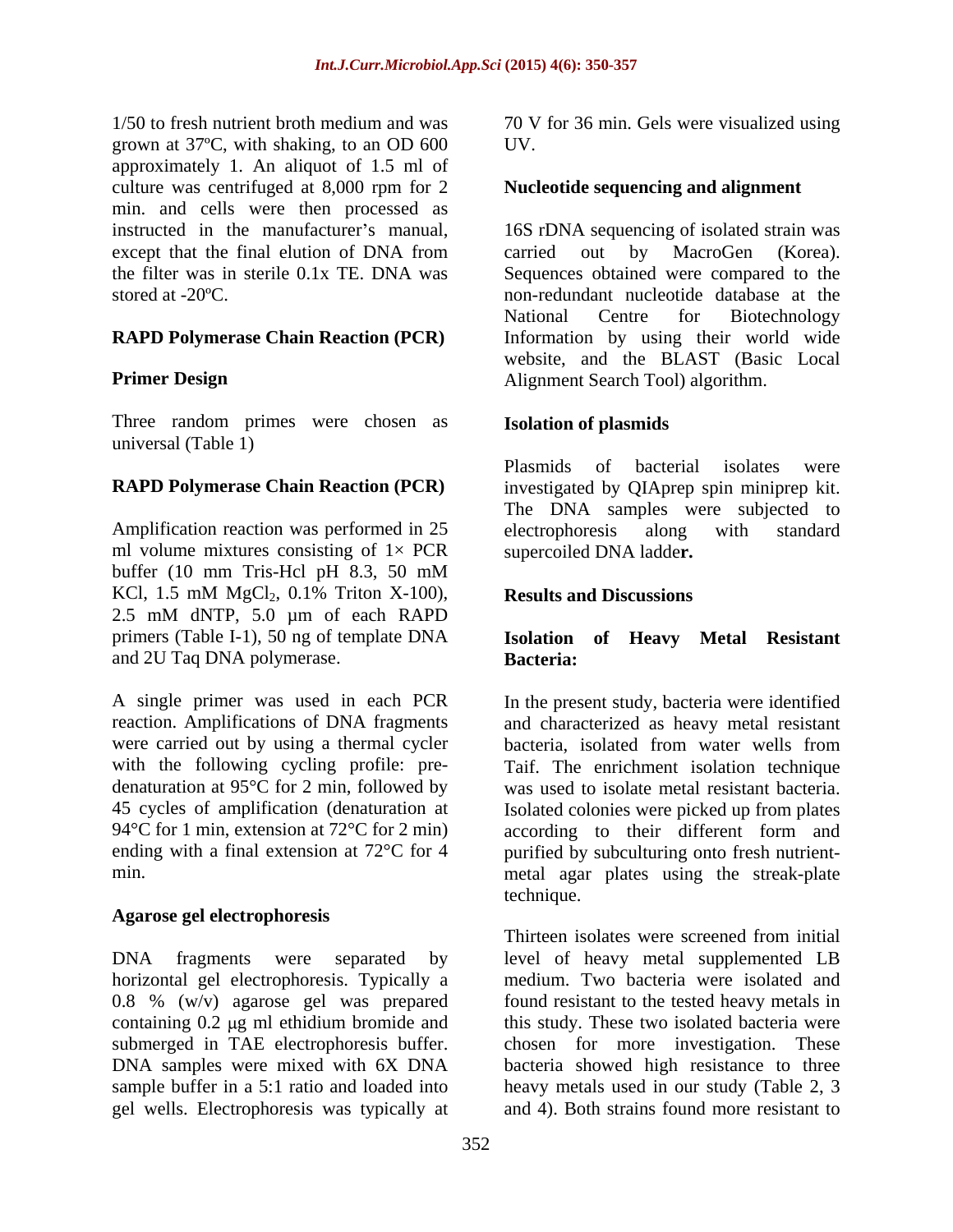1/50 to fresh nutrient broth medium and was grown at 37ºC, with shaking, to an OD 600 approximately 1. An aliquot of 1.5 ml of culture was centrifuged at 8,000 rpm for 2 min. and cells were then processed as instructed in the manufacturer's manual, except that the final elution of DNA from the filter was in sterile 0.1x TE. DNA was stored at -20ºC.

**RAPD Polymerase Chain Reaction (PCR)**

**Primer Design**

Three random primes were chosen as universal (Table 1)

**RAPD Polymerase Chain Reaction (PCR)**

Amplification reaction was performed in 25 ml volume mixtures consisting of 1× PCR buffer (10 mm Tris-Hcl pH 8.3, 50 mM KCl, 1.5 mM $MgCl_2$, 0.1% Triton X-100), 2.5 mM dNTP, 5.0 µm of each RAPD primers (Table I-1), 50 ng of template DNA and 2U Taq DNA polymerase.

A single primer was used in each PCR reaction. Amplifications of DNA fragments were carried out by using a thermal cycler with the following cycling profile: pre-denaturation at 95°C for 2 min, followed by 45 cycles of amplification (denaturation at 94°C for 1 min, extension at 72°C for 2 min) ending with a final extension at 72°C for 4 min.

**Agarose gel electrophoresis**

DNA fragments were separated by horizontal gel electrophoresis. Typically a 0.8 % (w/v) agarose gel was prepared containing 0.2 µg ml ethidium bromide and submerged in TAE electrophoresis buffer. DNA samples were mixed with 6X DNA sample buffer in a 5:1 ratio and loaded into gel wells. Electrophoresis was typically at 70 V for 36 min. Gels were visualized using UV.

**Nucleotide sequencing and alignment**

16S rDNA sequencing of isolated strain was carried out by MacroGen (Korea). Sequences obtained were compared to the non-redundant nucleotide database at the National Centre for Biotechnology Information by using their world wide website, and the BLAST (Basic Local Alignment Search Tool) algorithm.

**Isolation of plasmids**

Plasmids of bacterial isolates were investigated by QIAprep spin miniprep kit. The DNA samples were subjected to electrophoresis along with standard supercoiled DNA ladde**r.**

## Results and Discussions

**Isolation of Heavy Metal Resistant Bacteria:**

In the present study, bacteria were identified and characterized as heavy metal resistant bacteria, isolated from water wells from Taif. The enrichment isolation technique was used to isolate metal resistant bacteria. Isolated colonies were picked up from plates according to their different form and purified by subculturing onto fresh nutrient-metal agar plates using the streak-plate technique.

Thirteen isolates were screened from initial level of heavy metal supplemented LB medium. Two bacteria were isolated and found resistant to the tested heavy metals in this study. These two isolated bacteria were chosen for more investigation. These bacteria showed high resistance to three heavy metals used in our study (Table 2, 3 and 4). Both strains found more resistant to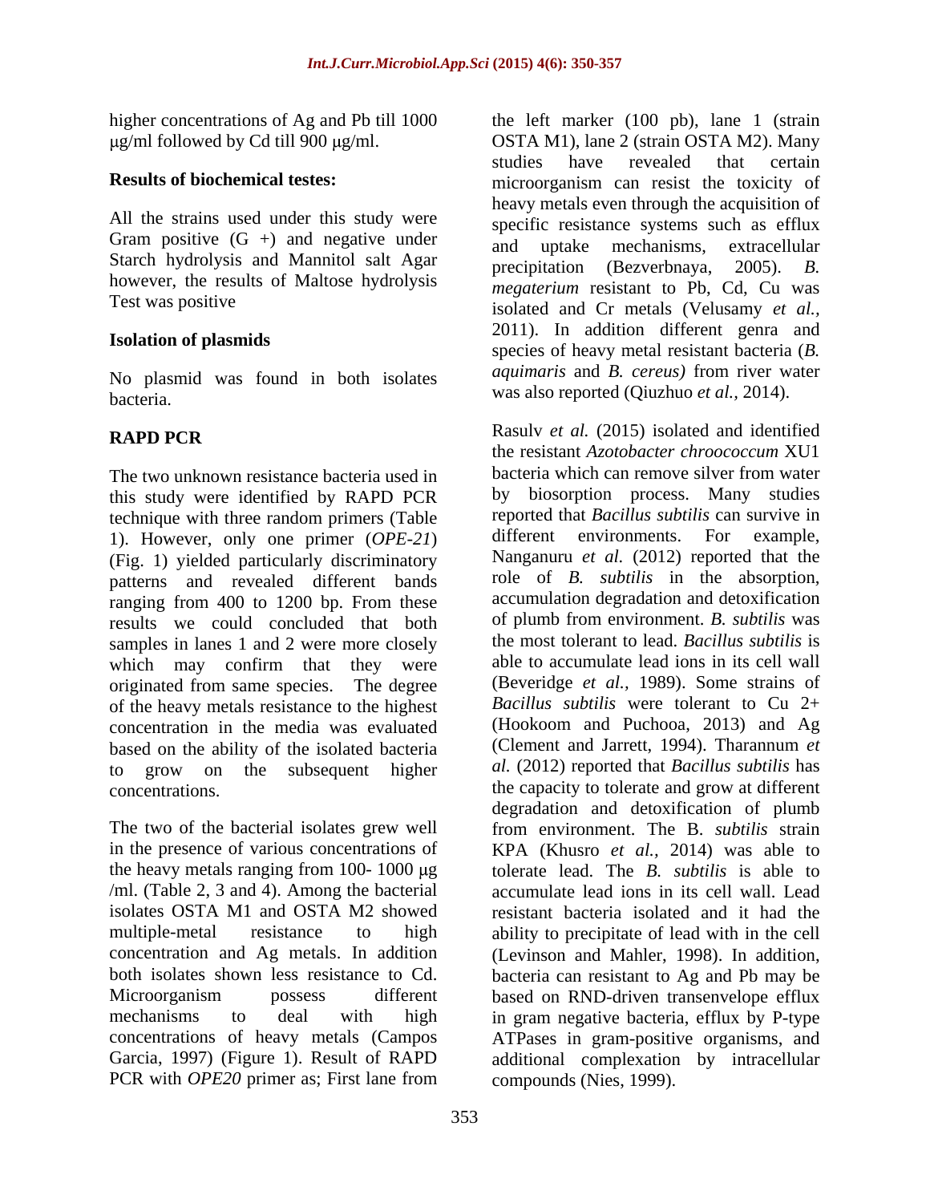higher concentrations of Ag and Pb till 1000 μg/ml followed by Cd till 900 μg/ml.

**Results of biochemical testes:**

All the strains used under this study were Gram positive (G +) and negative under Starch hydrolysis and Mannitol salt Agar however, the results of Maltose hydrolysis Test was positive

**Isolation of plasmids**

No plasmid was found in both isolates bacteria.

**RAPD PCR**

The two unknown resistance bacteria used in this study were identified by RAPD PCR technique with three random primers (Table 1). However, only one primer (*OPE-21*) (Fig. 1) yielded particularly discriminatory patterns and revealed different bands ranging from 400 to 1200 bp. From these results we could concluded that both samples in lanes 1 and 2 were more closely which may confirm that they were originated from same species. The degree of the heavy metals resistance to the highest concentration in the media was evaluated based on the ability of the isolated bacteria to grow on the subsequent higher concentrations.

The two of the bacterial isolates grew well in the presence of various concentrations of the heavy metals ranging from 100- 1000 μg /ml. (Table 2, 3 and 4). Among the bacterial isolates OSTA M1 and OSTA M2 showed multiple-metal resistance to high concentration and Ag metals. In addition both isolates shown less resistance to Cd. Microorganism possess different mechanisms to deal with high concentrations of heavy metals (Campos Garcia, 1997) (Figure 1). Result of RAPD PCR with *OPE20* primer as; First lane from the left marker (100 pb), lane 1 (strain OSTA M1), lane 2 (strain OSTA M2). Many studies have revealed that certain microorganism can resist the toxicity of heavy metals even through the acquisition of specific resistance systems such as efflux and uptake mechanisms, extracellular precipitation (Bezverbnaya, 2005). *B. megaterium* resistant to Pb, Cd, Cu was isolated and Cr metals (Velusamy *et al.,* 2011). In addition different genra and species of heavy metal resistant bacteria (*B. aquimaris* and *B. cereus)* from river water was also reported (Qiuzhuo *et al.,* 2014).

Rasulv *et al.* (2015) isolated and identified the resistant *Azotobacter chroococcum* XU1 bacteria which can remove silver from water by biosorption process. Many studies reported that *Bacillus subtilis* can survive in different environments. For example, Nanganuru *et al.* (2012) reported that the role of *B. subtilis* in the absorption, accumulation degradation and detoxification of plumb from environment. *B. subtilis* was the most tolerant to lead. *Bacillus subtilis* is able to accumulate lead ions in its cell wall (Beveridge *et al.,* 1989). Some strains of *Bacillus subtilis* were tolerant to $Cu^{2+}$ (Hookoom and Puchooa, 2013) and Ag (Clement and Jarrett, 1994). Tharannum *et al.* (2012) reported that *Bacillus subtilis* has the capacity to tolerate and grow at different degradation and detoxification of plumb from environment. The B. *subtilis* strain KPA (Khusro *et al.,* 2014) was able to tolerate lead. The *B. subtilis* is able to accumulate lead ions in its cell wall. Lead resistant bacteria isolated and it had the ability to precipitate of lead with in the cell (Levinson and Mahler, 1998). In addition, bacteria can resistant to Ag and Pb may be based on RND-driven transenvelope efflux in gram negative bacteria, efflux by P-type ATPases in gram-positive organisms, and additional complexation by intracellular compounds (Nies, 1999).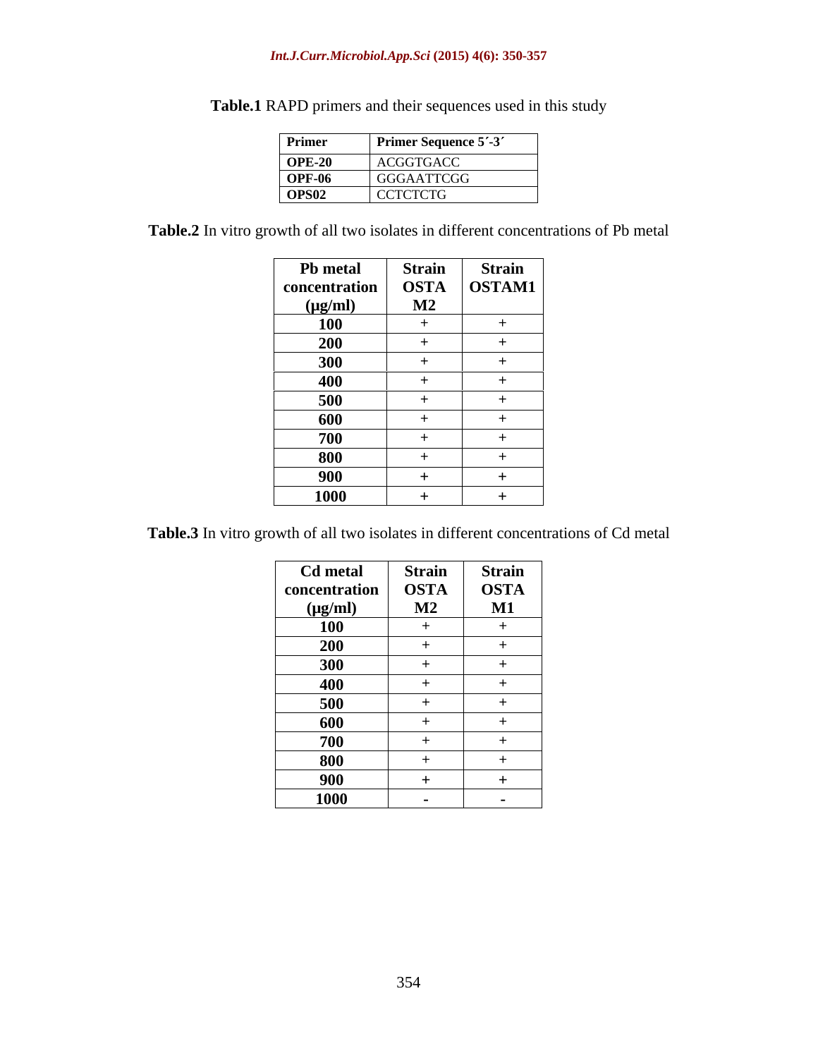**Table.1** RAPD primers and their sequences used in this study

| Primer | Primer Sequence 5´-3´ |
|---|---|
| OPE-20 | ACGGTGACC |
| OPF-06 | GGGAATTCGG |
| OPS02 | CCTCTCTG |

**Table.2** In vitro growth of all two isolates in different concentrations of Pb metal

| Pb metal concentration (μg/ml) | Strain OSTA M2 | Strain OSTAM1 |
|---|---|---|
| 100 | + | + |
| 200 | + | + |
| 300 | + | + |
| 400 | + | + |
| 500 | + | + |
| 600 | + | + |
| 700 | + | + |
| 800 | + | + |
| 900 | + | + |
| 1000 | + | + |

**Table.3** In vitro growth of all two isolates in different concentrations of Cd metal

| Cd metal concentration (μg/ml) | Strain OSTA M2 | Strain OSTA M1 |
|---|---|---|
| 100 | + | + |
| 200 | + | + |
| 300 | + | + |
| 400 | + | + |
| 500 | + | + |
| 600 | + | + |
| 700 | + | + |
| 800 | + | + |
| 900 | + | + |
| 1000 | - | - |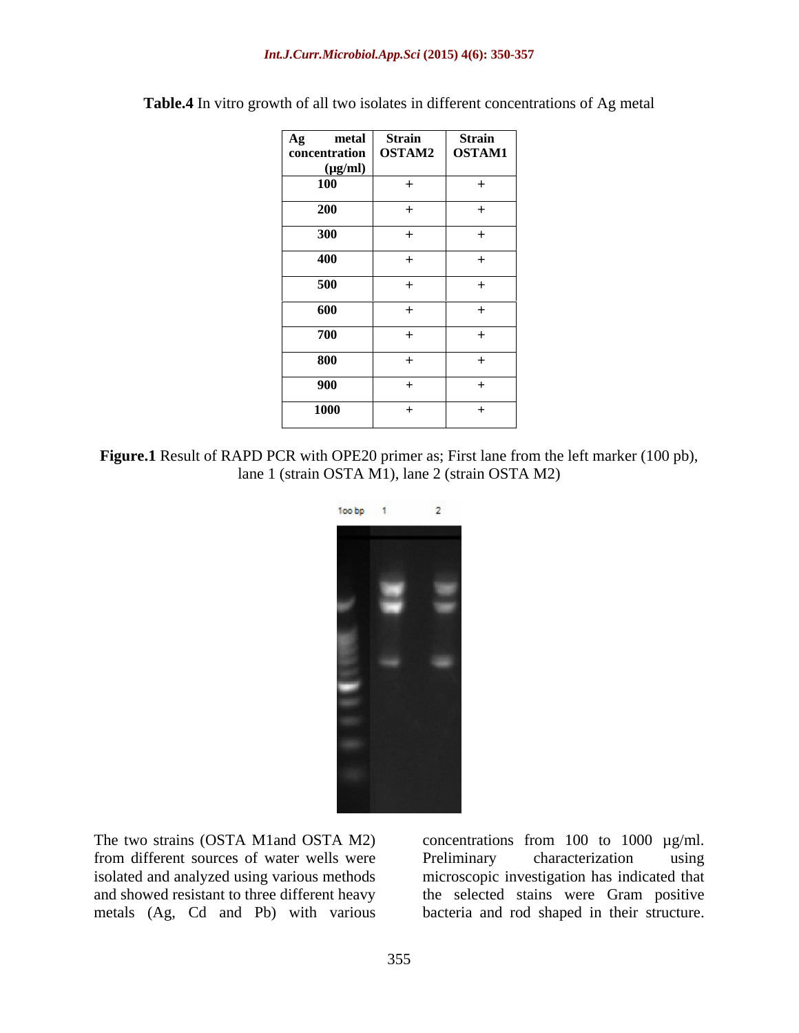**Table.4** In vitro growth of all two isolates in different concentrations of Ag metal

| Ag metal concentration (µg/ml) | Strain OSTAM2 | Strain OSTAM1 |
|---|---|---|
| 100 | + | + |
| 200 | + | + |
| 300 | + | + |
| 400 | + | + |
| 500 | + | + |
| 600 | + | + |
| 700 | + | + |
| 800 | + | + |
| 900 | + | + |
| 1000 | + | + |

**Figure.1** Result of RAPD PCR with OPE20 primer as; First lane from the left marker (100 pb), lane 1 (strain OSTA M1), lane 2 (strain OSTA M2)

The two strains (OSTA M1and OSTA M2) from different sources of water wells were isolated and analyzed using various methods and showed resistant to three different heavy metals (Ag, Cd and Pb) with various concentrations from 100 to 1000 µg/ml. Preliminary characterization using microscopic investigation has indicated that the selected stains were Gram positive bacteria and rod shaped in their structure.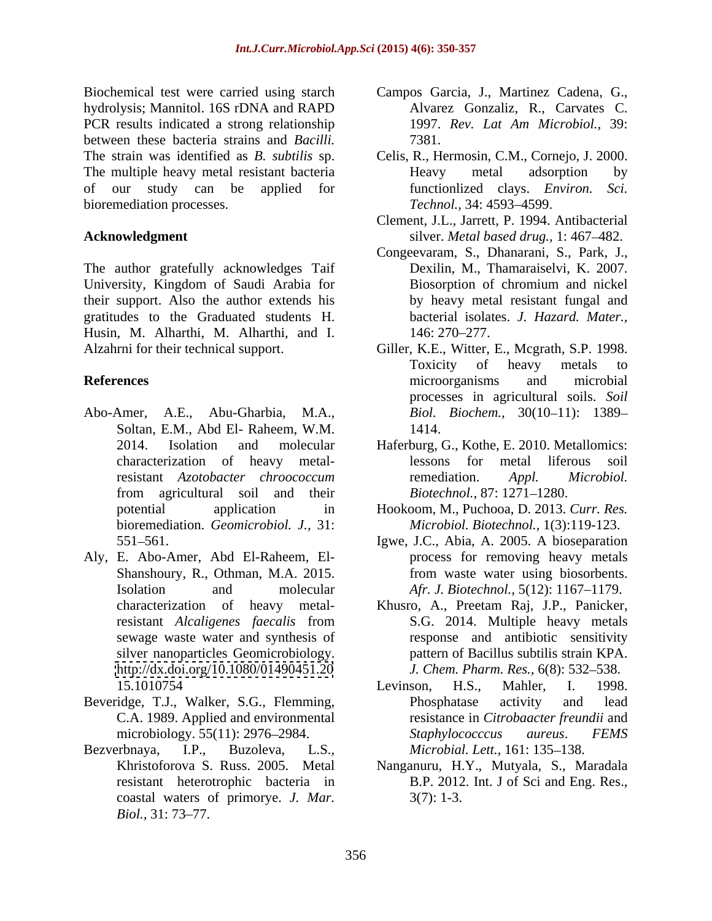Biochemical test were carried using starch hydrolysis; Mannitol. 16S rDNA and RAPD PCR results indicated a strong relationship between these bacteria strains and *Bacilli.* The strain was identified as *B. subtilis* sp. The multiple heavy metal resistant bacteria of our study can be applied for bioremediation processes.

## Acknowledgment

The author gratefully acknowledges Taif University, Kingdom of Saudi Arabia for their support. Also the author extends his gratitudes to the Graduated students H. Husin, M. Alharthi, M. Alharthi, and I. Alzahrni for their technical support.

## References

Abo-Amer, A.E., Abu-Gharbia, M.A., Soltan, E.M., Abd El- Raheem, W.M. 2014. Isolation and molecular characterization of heavy metal-resistant *Azotobacter chroococcum* from agricultural soil and their potential application in bioremediation. *Geomicrobiol. J.,* 31: 551–561.

Aly, E. Abo-Amer, Abd El-Raheem, El-Shanshoury, R., Othman, M.A. 2015. Isolation and molecular characterization of heavy metal-resistant *Alcaligenes faecalis* from sewage waste water and synthesis of silver nanoparticles Geomicrobiology. http://dx.doi.org/10.1080/01490451.2015.1010754

Beveridge, T.J., Walker, S.G., Flemming, C.A. 1989. Applied and environmental microbiology. 55(11): 2976–2984.

Bezverbnaya, I.P., Buzoleva, L.S., Khristoforova S. Russ. 2005. Metal resistant heterotrophic bacteria in coastal waters of primorye. *J. Mar. Biol.,* 31: 73–77.

Campos Garcia, J., Martinez Cadena, G., Alvarez Gonzaliz, R., Carvates C. 1997. *Rev. Lat Am Microbiol.,* 39: 7381.

Celis, R., Hermosin, C.M., Cornejo, J. 2000. Heavy metal adsorption by functionlized clays. *Environ. Sci. Technol.,* 34: 4593–4599.

Clement, J.L., Jarrett, P. 1994. Antibacterial silver. *Metal based drug.,* 1: 467–482.

Congeevaram, S., Dhanarani, S., Park, J., Dexilin, M., Thamaraiselvi, K. 2007. Biosorption of chromium and nickel by heavy metal resistant fungal and bacterial isolates. *J. Hazard. Mater.,* 146: 270–277.

Giller, K.E., Witter, E., Mcgrath, S.P. 1998. Toxicity of heavy metals to microorganisms and microbial processes in agricultural soils. *Soil Biol. Biochem.,* 30(10–11): 1389–1414.

Haferburg, G., Kothe, E. 2010. Metallomics: lessons for metal liferous soil remediation. *Appl. Microbiol. Biotechnol.,* 87: 1271–1280.

Hookoom, M., Puchooa, D. 2013. *Curr. Res. Microbiol. Biotechnol.,* 1(3):119-123.

Igwe, J.C., Abia, A. 2005. A bioseparation process for removing heavy metals from waste water using biosorbents. *Afr. J. Biotechnol.,* 5(12): 1167–1179.

Khusro, A., Preetam Raj, J.P., Panicker, S.G. 2014. Multiple heavy metals response and antibiotic sensitivity pattern of Bacillus subtilis strain KPA. *J. Chem. Pharm. Res.,* 6(8): 532–538.

Levinson, H.S., Mahler, I. 1998. Phosphatase activity and lead resistance in *Citrobaacter freundii* and *Staphylococccus aureus*. *FEMS Microbial. Lett.,* 161: 135–138.

Nanganuru, H.Y., Mutyala, S., Maradala B.P. 2012. Int. J of Sci and Eng. Res., 3(7): 1-3.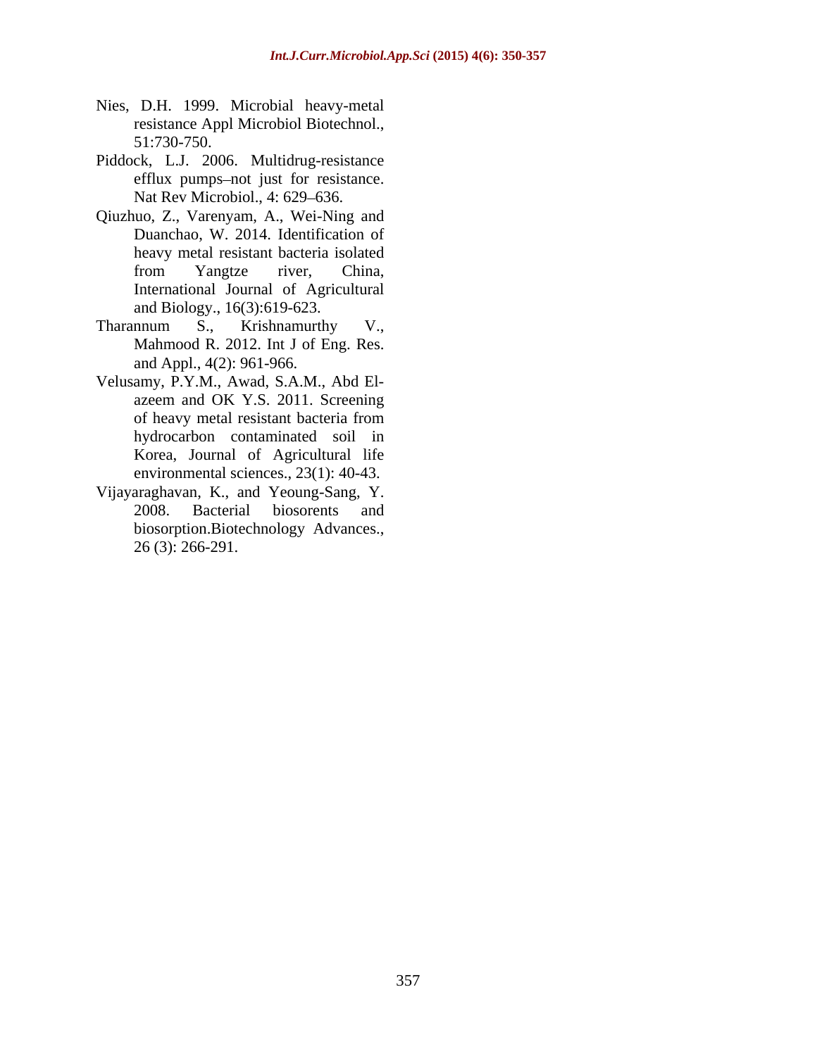Nies, D.H. 1999. Microbial heavy-metal resistance Appl Microbiol Biotechnol., 51:730-750.

Piddock, L.J. 2006. Multidrug-resistance efflux pumps–not just for resistance. Nat Rev Microbiol., 4: 629–636.

Qiuzhuo, Z., Varenyam, A., Wei-Ning and Duanchao, W. 2014. Identification of heavy metal resistant bacteria isolated from Yangtze river, China, International Journal of Agricultural and Biology., 16(3):619-623.

Tharannum S., Krishnamurthy V., Mahmood R. 2012. Int J of Eng. Res. and Appl., 4(2): 961-966.

Velusamy, P.Y.M., Awad, S.A.M., Abd El-azeem and OK Y.S. 2011. Screening of heavy metal resistant bacteria from hydrocarbon contaminated soil in Korea, Journal of Agricultural life environmental sciences., 23(1): 40-43.

Vijayaraghavan, K., and Yeoung-Sang, Y. 2008. Bacterial biosorents and biosorption.Biotechnology Advances., 26 (3): 266-291.